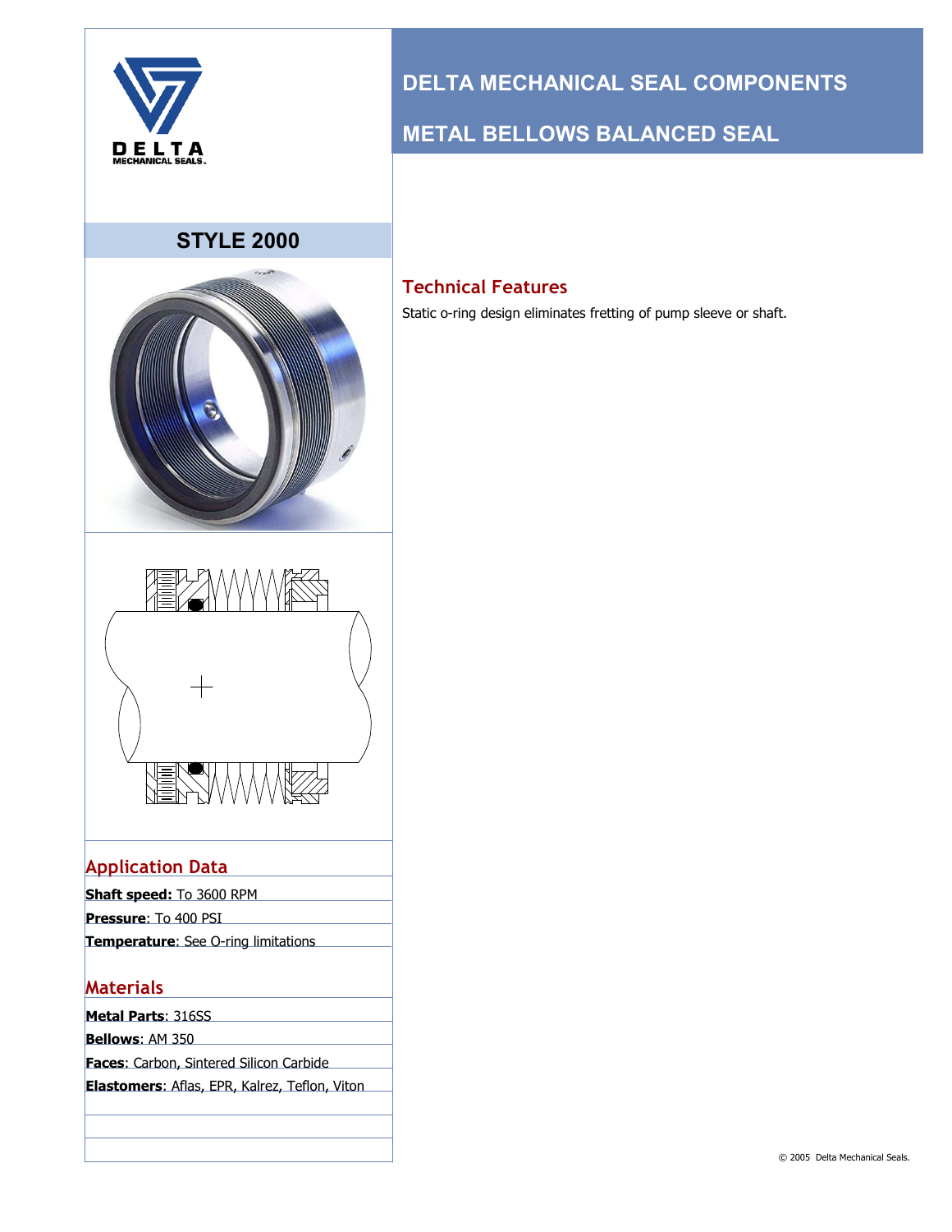# DELTA MECHANICAL SEAL COMPONENTS

## METAL BELLOWS BALANCED SEAL

## STYLE 2000

### Technical Features

Static o-ring design eliminates fretting of pump sleeve or shaft.

### Application Data

**Shaft speed:** To 3600 RPM

**Pressure**: To 400 PSI

**Temperature**: See O-ring limitations

### Materials

**Metal Parts**: 316SS

**Bellows**: AM 350

**Faces**: Carbon, Sintered Silicon Carbide

**Elastomers**: Aflas, EPR, Kalrez, Teflon, Viton

© 2005 Delta Mechanical Seals.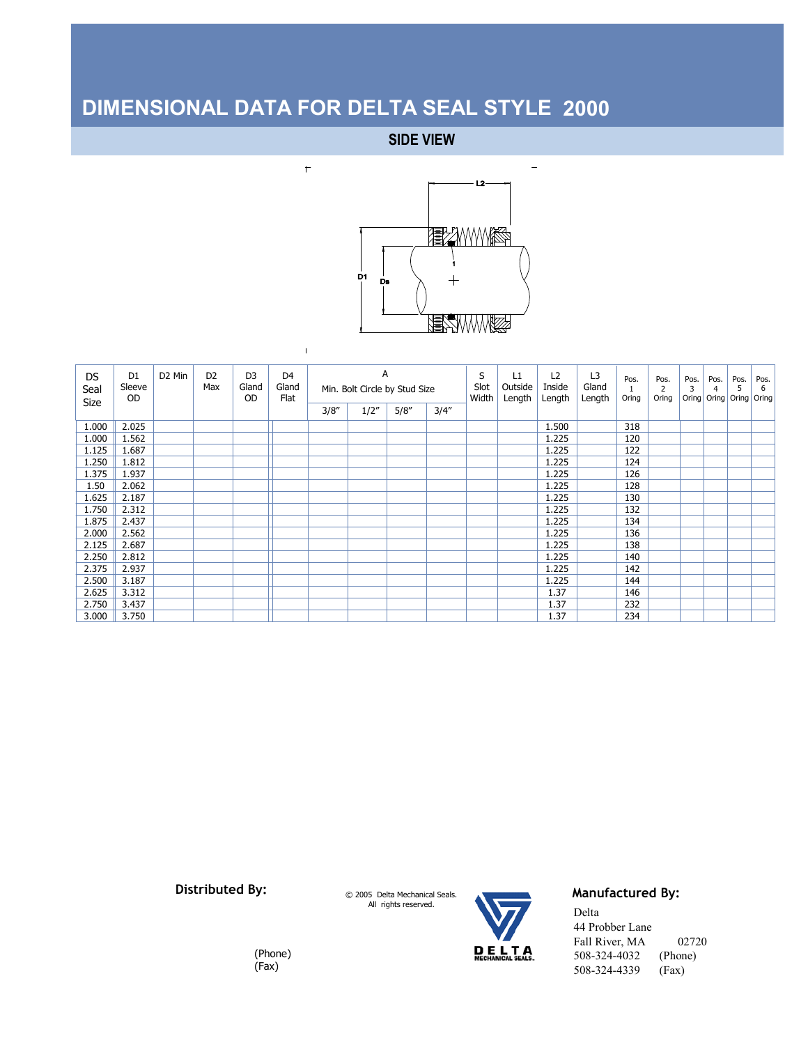# DIMENSIONAL DATA FOR DELTA SEAL STYLE 2000

## SIDE VIEW

L2

D1

Ds

1

| DS Seal Size | D1 Sleeve OD | D2 Min | D2 Max | D3 Gland OD | D4 Gland Flat | A Min. Bolt Circle by Stud Size | | | | S Slot Width | L1 Outside Length | L2 Inside Length | L3 Gland Length | Pos. 1 Oring | Pos. 2 Oring | Pos. 3 Oring | Pos. 4 Oring | Pos. 5 Oring | Pos. 6 Oring |
|---|---|---|---|---|---|---|---|---|---|---|---|---|---|---|---|---|---|---|---|
| | | | | | | 3/8″ | 1/2″ | 5/8″ | 3/4″ | | | | | | | | | | |
| 1.000 | 2.025 | | | | | | | | | | | 1.500 | | 318 | | | | | |
| 1.000 | 1.562 | | | | | | | | | | | 1.225 | | 120 | | | | | |
| 1.125 | 1.687 | | | | | | | | | | | 1.225 | | 122 | | | | | |
| 1.250 | 1.812 | | | | | | | | | | | 1.225 | | 124 | | | | | |
| 1.375 | 1.937 | | | | | | | | | | | 1.225 | | 126 | | | | | |
| 1.50 | 2.062 | | | | | | | | | | | 1.225 | | 128 | | | | | |
| 1.625 | 2.187 | | | | | | | | | | | 1.225 | | 130 | | | | | |
| 1.750 | 2.312 | | | | | | | | | | | 1.225 | | 132 | | | | | |
| 1.875 | 2.437 | | | | | | | | | | | 1.225 | | 134 | | | | | |
| 2.000 | 2.562 | | | | | | | | | | | 1.225 | | 136 | | | | | |
| 2.125 | 2.687 | | | | | | | | | | | 1.225 | | 138 | | | | | |
| 2.250 | 2.812 | | | | | | | | | | | 1.225 | | 140 | | | | | |
| 2.375 | 2.937 | | | | | | | | | | | 1.225 | | 142 | | | | | |
| 2.500 | 3.187 | | | | | | | | | | | 1.225 | | 144 | | | | | |
| 2.625 | 3.312 | | | | | | | | | | | 1.37 | | 146 | | | | | |
| 2.750 | 3.437 | | | | | | | | | | | 1.37 | | 232 | | | | | |
| 3.000 | 3.750 | | | | | | | | | | | 1.37 | | 234 | | | | | |

**Distributed By:**

(Phone)
(Fax)

© 2005 Delta Mechanical Seals.
All rights reserved.

DELTA
MECHANICAL SEALS.

**Manufactured By:**

Delta
44 Probber Lane
Fall River, MA 02720
508-324-4032 (Phone)
508-324-4339 (Fax)